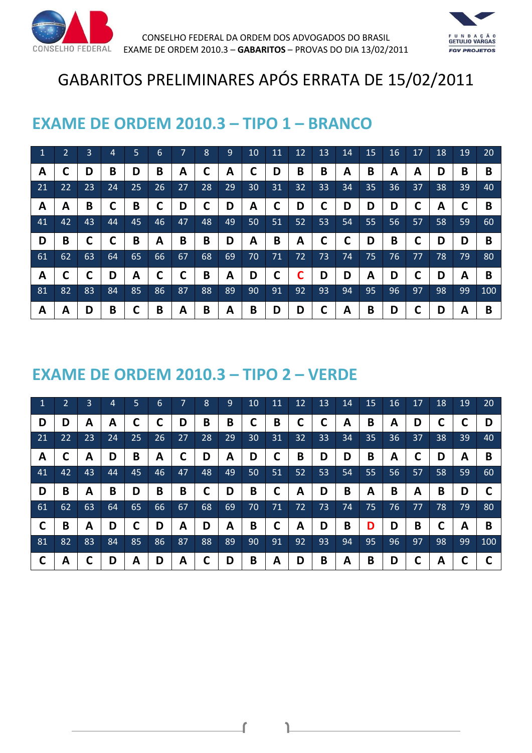CONSELHO FEDERAL DA ORDEM DOS ADVOGADOS DO BRASIL
EXAME DE ORDEM 2010.3 – **GABARITOS** – PROVAS DO DIA 13/02/2011

# GABARITOS PRELIMINARES APÓS ERRATA DE 15/02/2011

## EXAME DE ORDEM 2010.3 – TIPO 1 – BRANCO

| 1 | 2 | 3 | 4 | 5 | 6 | 7 | 8 | 9 | 10 | 11 | 12 | 13 | 14 | 15 | 16 | 17 | 18 | 19 | 20 |
|---|---|---|---|---|---|---|---|---|---|---|---|---|---|---|---|---|---|---|---|
| **A** | **C** | **D** | **B** | **D** | **B** | **A** | **C** | **A** | **C** | **D** | **B** | **B** | **A** | **B** | **A** | **A** | **D** | **B** | **B** |
| 21 | 22 | 23 | 24 | 25 | 26 | 27 | 28 | 29 | 30 | 31 | 32 | 33 | 34 | 35 | 36 | 37 | 38 | 39 | 40 |
| **A** | **A** | **B** | **C** | **B** | **C** | **D** | **C** | **D** | **A** | **C** | **D** | **C** | **D** | **D** | **D** | **C** | **A** | **C** | **B** |
| 41 | 42 | 43 | 44 | 45 | 46 | 47 | 48 | 49 | 50 | 51 | 52 | 53 | 54 | 55 | 56 | 57 | 58 | 59 | 60 |
| **D** | **B** | **C** | **C** | **B** | **A** | **B** | **B** | **D** | **A** | **B** | **A** | **C** | **C** | **D** | **B** | **C** | **D** | **D** | **B** |
| 61 | 62 | 63 | 64 | 65 | 66 | 67 | 68 | 69 | 70 | 71 | 72 | 73 | 74 | 75 | 76 | 77 | 78 | 79 | 80 |
| **A** | **C** | **C** | **D** | **A** | **C** | **C** | **B** | **A** | **D** | **C** | **C** | **D** | **D** | **A** | **D** | **C** | **D** | **A** | **B** |
| 81 | 82 | 83 | 84 | 85 | 86 | 87 | 88 | 89 | 90 | 91 | 92 | 93 | 94 | 95 | 96 | 97 | 98 | 99 | 100 |
| **A** | **A** | **D** | **B** | **C** | **B** | **A** | **B** | **A** | **B** | **D** | **D** | **C** | **A** | **B** | **D** | **C** | **D** | **A** | **B** |

## EXAME DE ORDEM 2010.3 – TIPO 2 – VERDE

| 1 | 2 | 3 | 4 | 5 | 6 | 7 | 8 | 9 | 10 | 11 | 12 | 13 | 14 | 15 | 16 | 17 | 18 | 19 | 20 |
|---|---|---|---|---|---|---|---|---|---|---|---|---|---|---|---|---|---|---|---|
| **D** | **D** | **A** | **A** | **C** | **C** | **D** | **B** | **B** | **C** | **B** | **C** | **C** | **A** | **B** | **A** | **D** | **C** | **C** | **D** |
| 21 | 22 | 23 | 24 | 25 | 26 | 27 | 28 | 29 | 30 | 31 | 32 | 33 | 34 | 35 | 36 | 37 | 38 | 39 | 40 |
| **A** | **C** | **A** | **D** | **B** | **A** | **C** | **D** | **A** | **D** | **C** | **B** | **D** | **D** | **B** | **A** | **C** | **D** | **A** | **B** |
| 41 | 42 | 43 | 44 | 45 | 46 | 47 | 48 | 49 | 50 | 51 | 52 | 53 | 54 | 55 | 56 | 57 | 58 | 59 | 60 |
| **D** | **B** | **A** | **B** | **D** | **B** | **B** | **C** | **D** | **B** | **C** | **A** | **D** | **B** | **A** | **B** | **A** | **B** | **D** | **C** |
| 61 | 62 | 63 | 64 | 65 | 66 | 67 | 68 | 69 | 70 | 71 | 72 | 73 | 74 | 75 | 76 | 77 | 78 | 79 | 80 |
| **C** | **B** | **A** | **D** | **C** | **D** | **A** | **D** | **A** | **B** | **C** | **A** | **D** | **B** | **D** | **D** | **B** | **C** | **A** | **B** |
| 81 | 82 | 83 | 84 | 85 | 86 | 87 | 88 | 89 | 90 | 91 | 92 | 93 | 94 | 95 | 96 | 97 | 98 | 99 | 100 |
| **C** | **A** | **C** | **D** | **A** | **D** | **A** | **C** | **D** | **B** | **A** | **D** | **B** | **A** | **B** | **D** | **C** | **A** | **C** | **C** |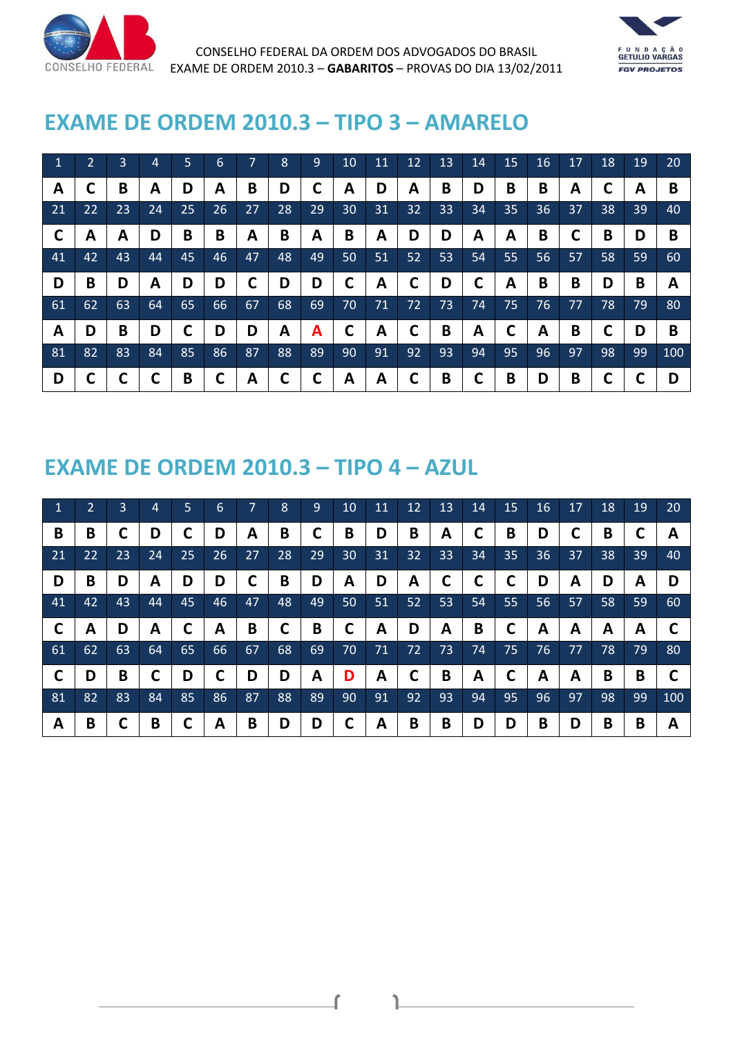CONSELHO FEDERAL DA ORDEM DOS ADVOGADOS DO BRASIL
EXAME DE ORDEM 2010.3 – **GABARITOS** – PROVAS DO DIA 13/02/2011

## EXAME DE ORDEM 2010.3 – TIPO 3 – AMARELO

| 1 | 2 | 3 | 4 | 5 | 6 | 7 | 8 | 9 | 10 | 11 | 12 | 13 | 14 | 15 | 16 | 17 | 18 | 19 | 20 |
|---|---|---|---|---|---|---|---|---|---|---|---|---|---|---|---|---|---|---|---|
| A | C | B | A | D | A | B | D | C | A | D | A | B | D | B | B | A | C | A | B |
| 21 | 22 | 23 | 24 | 25 | 26 | 27 | 28 | 29 | 30 | 31 | 32 | 33 | 34 | 35 | 36 | 37 | 38 | 39 | 40 |
| C | A | A | D | B | B | A | B | A | B | A | D | D | A | A | B | C | B | D | B |
| 41 | 42 | 43 | 44 | 45 | 46 | 47 | 48 | 49 | 50 | 51 | 52 | 53 | 54 | 55 | 56 | 57 | 58 | 59 | 60 |
| D | B | D | A | D | D | C | D | D | C | A | C | D | C | A | B | B | D | B | A |
| 61 | 62 | 63 | 64 | 65 | 66 | 67 | 68 | 69 | 70 | 71 | 72 | 73 | 74 | 75 | 76 | 77 | 78 | 79 | 80 |
| A | D | B | D | C | D | D | A | A | C | A | C | B | A | C | A | B | C | D | B |
| 81 | 82 | 83 | 84 | 85 | 86 | 87 | 88 | 89 | 90 | 91 | 92 | 93 | 94 | 95 | 96 | 97 | 98 | 99 | 100 |
| D | C | C | C | B | C | A | C | C | A | A | C | B | C | B | D | B | C | C | D |

## EXAME DE ORDEM 2010.3 – TIPO 4 – AZUL

| 1 | 2 | 3 | 4 | 5 | 6 | 7 | 8 | 9 | 10 | 11 | 12 | 13 | 14 | 15 | 16 | 17 | 18 | 19 | 20 |
|---|---|---|---|---|---|---|---|---|---|---|---|---|---|---|---|---|---|---|---|
| B | B | C | D | C | D | A | B | C | B | D | B | A | C | B | D | C | B | C | A |
| 21 | 22 | 23 | 24 | 25 | 26 | 27 | 28 | 29 | 30 | 31 | 32 | 33 | 34 | 35 | 36 | 37 | 38 | 39 | 40 |
| D | B | D | A | D | D | C | B | D | A | D | A | C | C | C | D | A | D | A | D |
| 41 | 42 | 43 | 44 | 45 | 46 | 47 | 48 | 49 | 50 | 51 | 52 | 53 | 54 | 55 | 56 | 57 | 58 | 59 | 60 |
| C | A | D | A | C | A | B | C | B | C | A | D | A | B | C | A | A | A | A | C |
| 61 | 62 | 63 | 64 | 65 | 66 | 67 | 68 | 69 | 70 | 71 | 72 | 73 | 74 | 75 | 76 | 77 | 78 | 79 | 80 |
| C | D | B | C | D | C | D | D | A | D | A | C | B | A | C | A | A | B | B | C |
| 81 | 82 | 83 | 84 | 85 | 86 | 87 | 88 | 89 | 90 | 91 | 92 | 93 | 94 | 95 | 96 | 97 | 98 | 99 | 100 |
| A | B | C | B | C | A | B | D | D | C | A | B | B | D | D | B | D | B | B | A |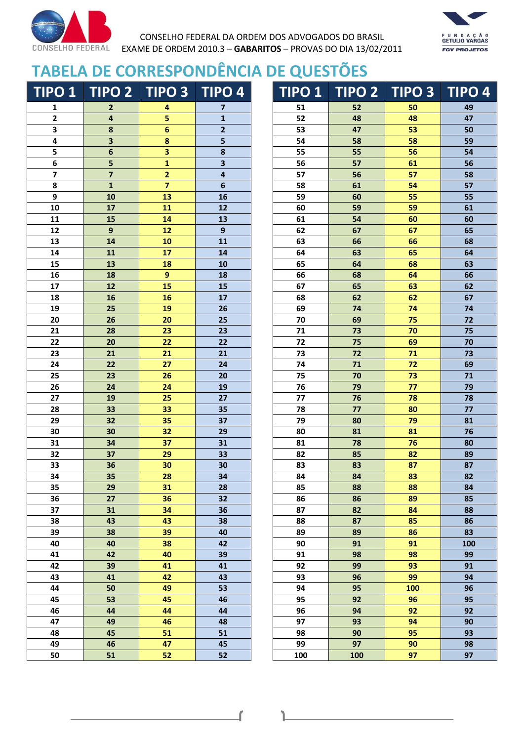CONSELHO FEDERAL DA ORDEM DOS ADVOGADOS DO BRASIL
EXAME DE ORDEM 2010.3 – **GABARITOS** – PROVAS DO DIA 13/02/2011

# TABELA DE CORRESPONDÊNCIA DE QUESTÕES

| TIPO 1 | TIPO 2 | TIPO 3 | TIPO 4 |
|---|---|---|---|
| 1 | 2 | 4 | 7 |
| 2 | 4 | 5 | 1 |
| 3 | 8 | 6 | 2 |
| 4 | 3 | 8 | 5 |
| 5 | 6 | 3 | 8 |
| 6 | 5 | 1 | 3 |
| 7 | 7 | 2 | 4 |
| 8 | 1 | 7 | 6 |
| 9 | 10 | 13 | 16 |
| 10 | 17 | 11 | 12 |
| 11 | 15 | 14 | 13 |
| 12 | 9 | 12 | 9 |
| 13 | 14 | 10 | 11 |
| 14 | 11 | 17 | 14 |
| 15 | 13 | 18 | 10 |
| 16 | 18 | 9 | 18 |
| 17 | 12 | 15 | 15 |
| 18 | 16 | 16 | 17 |
| 19 | 25 | 19 | 26 |
| 20 | 26 | 20 | 25 |
| 21 | 28 | 23 | 23 |
| 22 | 20 | 22 | 22 |
| 23 | 21 | 21 | 21 |
| 24 | 22 | 27 | 24 |
| 25 | 23 | 26 | 20 |
| 26 | 24 | 24 | 19 |
| 27 | 19 | 25 | 27 |
| 28 | 33 | 33 | 35 |
| 29 | 32 | 35 | 37 |
| 30 | 30 | 32 | 29 |
| 31 | 34 | 37 | 31 |
| 32 | 37 | 29 | 33 |
| 33 | 36 | 30 | 30 |
| 34 | 35 | 28 | 34 |
| 35 | 29 | 31 | 28 |
| 36 | 27 | 36 | 32 |
| 37 | 31 | 34 | 36 |
| 38 | 43 | 43 | 38 |
| 39 | 38 | 39 | 40 |
| 40 | 40 | 38 | 42 |
| 41 | 42 | 40 | 39 |
| 42 | 39 | 41 | 41 |
| 43 | 41 | 42 | 43 |
| 44 | 50 | 49 | 53 |
| 45 | 53 | 45 | 46 |
| 46 | 44 | 44 | 44 |
| 47 | 49 | 46 | 48 |
| 48 | 45 | 51 | 51 |
| 49 | 46 | 47 | 45 |
| 50 | 51 | 52 | 52 |
| 51 | 52 | 50 | 49 |
| 52 | 48 | 48 | 47 |
| 53 | 47 | 53 | 50 |
| 54 | 58 | 58 | 59 |
| 55 | 55 | 56 | 54 |
| 56 | 57 | 61 | 56 |
| 57 | 56 | 57 | 58 |
| 58 | 61 | 54 | 57 |
| 59 | 60 | 55 | 55 |
| 60 | 59 | 59 | 61 |
| 61 | 54 | 60 | 60 |
| 62 | 67 | 67 | 65 |
| 63 | 66 | 66 | 68 |
| 64 | 63 | 65 | 64 |
| 65 | 64 | 68 | 63 |
| 66 | 68 | 64 | 66 |
| 67 | 65 | 63 | 62 |
| 68 | 62 | 62 | 67 |
| 69 | 74 | 74 | 74 |
| 70 | 69 | 75 | 72 |
| 71 | 73 | 70 | 75 |
| 72 | 75 | 69 | 70 |
| 73 | 72 | 71 | 73 |
| 74 | 71 | 72 | 69 |
| 75 | 70 | 73 | 71 |
| 76 | 79 | 77 | 79 |
| 77 | 76 | 78 | 78 |
| 78 | 77 | 80 | 77 |
| 79 | 80 | 79 | 81 |
| 80 | 81 | 81 | 76 |
| 81 | 78 | 76 | 80 |
| 82 | 85 | 82 | 89 |
| 83 | 83 | 87 | 87 |
| 84 | 84 | 83 | 82 |
| 85 | 88 | 88 | 84 |
| 86 | 86 | 89 | 85 |
| 87 | 82 | 84 | 88 |
| 88 | 87 | 85 | 86 |
| 89 | 89 | 86 | 83 |
| 90 | 91 | 91 | 100 |
| 91 | 98 | 98 | 99 |
| 92 | 99 | 93 | 91 |
| 93 | 96 | 99 | 94 |
| 94 | 95 | 100 | 96 |
| 95 | 92 | 96 | 95 |
| 96 | 94 | 92 | 92 |
| 97 | 93 | 94 | 90 |
| 98 | 90 | 95 | 93 |
| 99 | 97 | 90 | 98 |
| 100 | 100 | 97 | 97 |